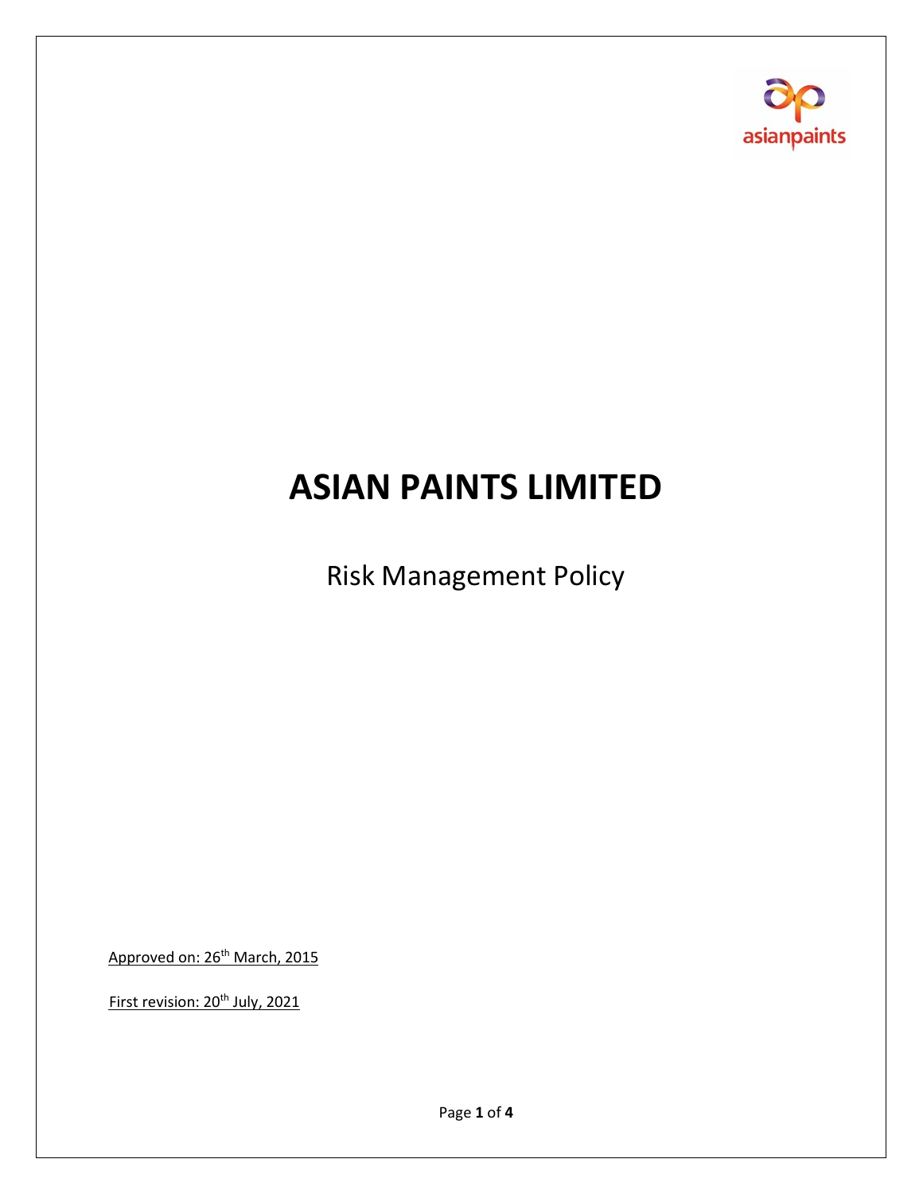# ASIAN PAINTS LIMITED

Risk Management Policy

Approved on: 26th March, 2015

First revision: 20th July, 2021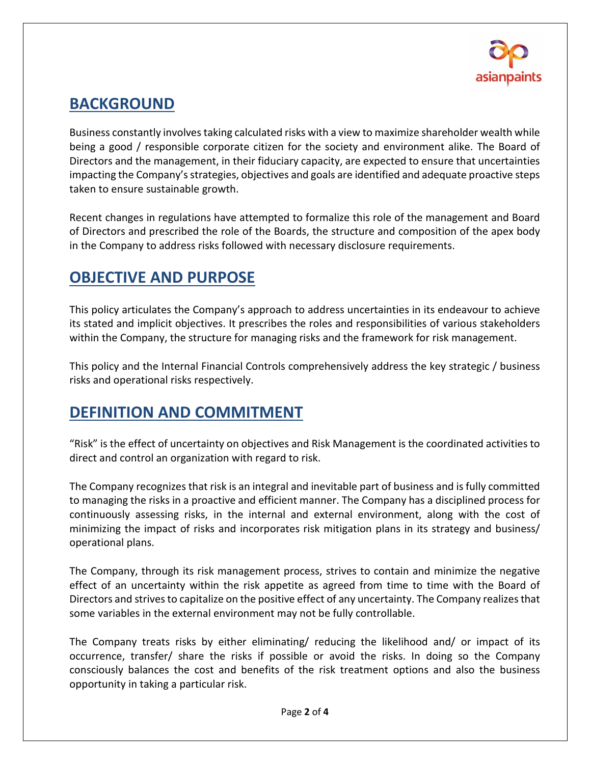## BACKGROUND

Business constantly involves taking calculated risks with a view to maximize shareholder wealth while being a good / responsible corporate citizen for the society and environment alike. The Board of Directors and the management, in their fiduciary capacity, are expected to ensure that uncertainties impacting the Company's strategies, objectives and goals are identified and adequate proactive steps taken to ensure sustainable growth.

Recent changes in regulations have attempted to formalize this role of the management and Board of Directors and prescribed the role of the Boards, the structure and composition of the apex body in the Company to address risks followed with necessary disclosure requirements.

## OBJECTIVE AND PURPOSE

This policy articulates the Company's approach to address uncertainties in its endeavour to achieve its stated and implicit objectives. It prescribes the roles and responsibilities of various stakeholders within the Company, the structure for managing risks and the framework for risk management.

This policy and the Internal Financial Controls comprehensively address the key strategic / business risks and operational risks respectively.

## DEFINITION AND COMMITMENT

"Risk" is the effect of uncertainty on objectives and Risk Management is the coordinated activities to direct and control an organization with regard to risk.

The Company recognizes that risk is an integral and inevitable part of business and is fully committed to managing the risks in a proactive and efficient manner. The Company has a disciplined process for continuously assessing risks, in the internal and external environment, along with the cost of minimizing the impact of risks and incorporates risk mitigation plans in its strategy and business/ operational plans.

The Company, through its risk management process, strives to contain and minimize the negative effect of an uncertainty within the risk appetite as agreed from time to time with the Board of Directors and strives to capitalize on the positive effect of any uncertainty. The Company realizes that some variables in the external environment may not be fully controllable.

The Company treats risks by either eliminating/ reducing the likelihood and/ or impact of its occurrence, transfer/ share the risks if possible or avoid the risks. In doing so the Company consciously balances the cost and benefits of the risk treatment options and also the business opportunity in taking a particular risk.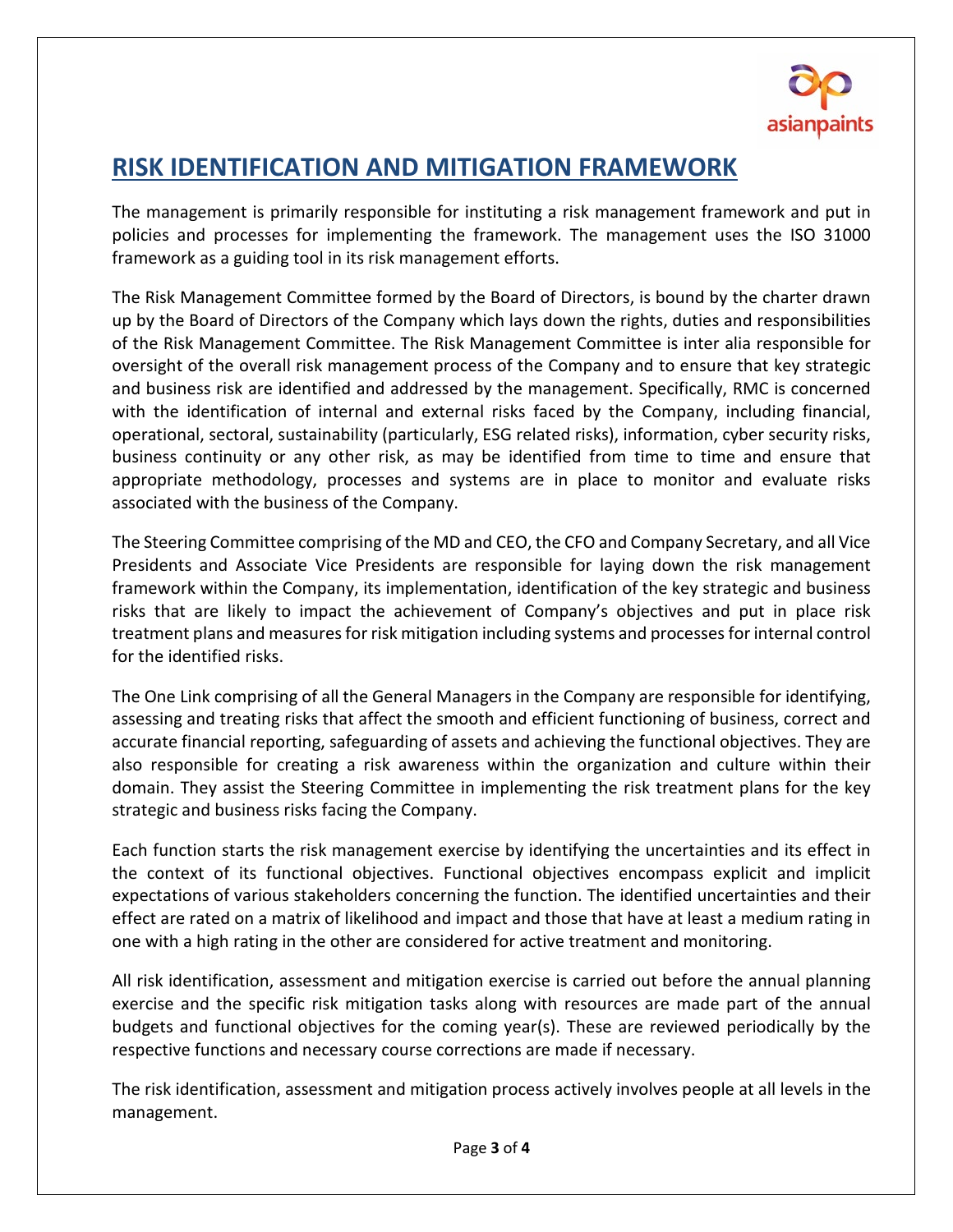## RISK IDENTIFICATION AND MITIGATION FRAMEWORK

The management is primarily responsible for instituting a risk management framework and put in policies and processes for implementing the framework. The management uses the ISO 31000 framework as a guiding tool in its risk management efforts.

The Risk Management Committee formed by the Board of Directors, is bound by the charter drawn up by the Board of Directors of the Company which lays down the rights, duties and responsibilities of the Risk Management Committee. The Risk Management Committee is inter alia responsible for oversight of the overall risk management process of the Company and to ensure that key strategic and business risk are identified and addressed by the management. Specifically, RMC is concerned with the identification of internal and external risks faced by the Company, including financial, operational, sectoral, sustainability (particularly, ESG related risks), information, cyber security risks, business continuity or any other risk, as may be identified from time to time and ensure that appropriate methodology, processes and systems are in place to monitor and evaluate risks associated with the business of the Company.

The Steering Committee comprising of the MD and CEO, the CFO and Company Secretary, and all Vice Presidents and Associate Vice Presidents are responsible for laying down the risk management framework within the Company, its implementation, identification of the key strategic and business risks that are likely to impact the achievement of Company's objectives and put in place risk treatment plans and measures for risk mitigation including systems and processes for internal control for the identified risks.

The One Link comprising of all the General Managers in the Company are responsible for identifying, assessing and treating risks that affect the smooth and efficient functioning of business, correct and accurate financial reporting, safeguarding of assets and achieving the functional objectives. They are also responsible for creating a risk awareness within the organization and culture within their domain. They assist the Steering Committee in implementing the risk treatment plans for the key strategic and business risks facing the Company.

Each function starts the risk management exercise by identifying the uncertainties and its effect in the context of its functional objectives. Functional objectives encompass explicit and implicit expectations of various stakeholders concerning the function. The identified uncertainties and their effect are rated on a matrix of likelihood and impact and those that have at least a medium rating in one with a high rating in the other are considered for active treatment and monitoring.

All risk identification, assessment and mitigation exercise is carried out before the annual planning exercise and the specific risk mitigation tasks along with resources are made part of the annual budgets and functional objectives for the coming year(s). These are reviewed periodically by the respective functions and necessary course corrections are made if necessary.

The risk identification, assessment and mitigation process actively involves people at all levels in the management.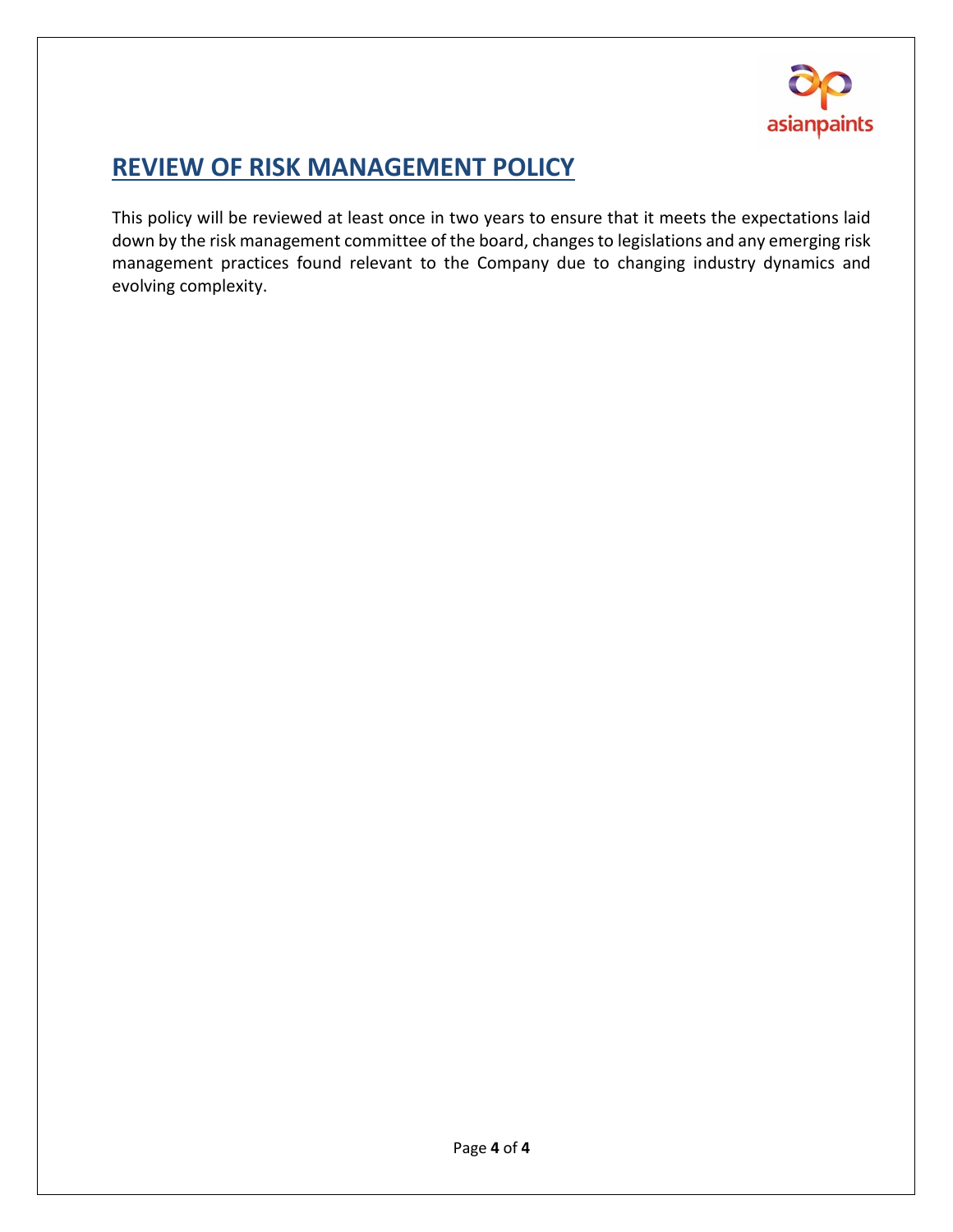## REVIEW OF RISK MANAGEMENT POLICY

This policy will be reviewed at least once in two years to ensure that it meets the expectations laid down by the risk management committee of the board, changes to legislations and any emerging risk management practices found relevant to the Company due to changing industry dynamics and evolving complexity.